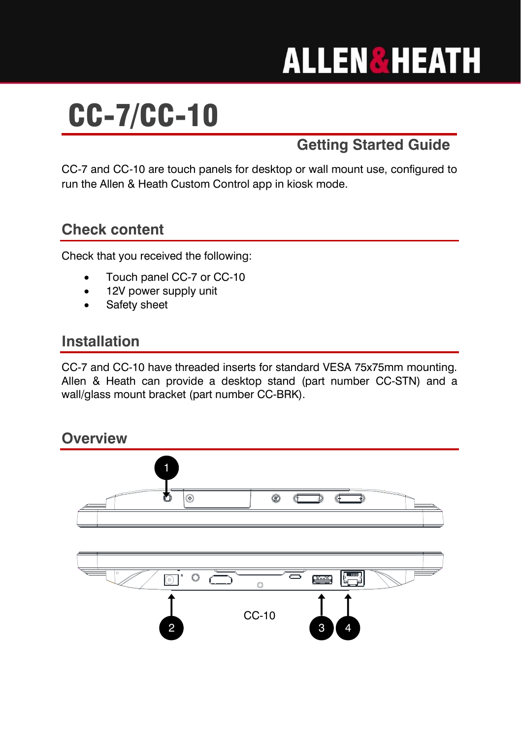ALLEN&HEATH

# CC-7/CC-10

## Getting Started Guide

CC-7 and CC-10 are touch panels for desktop or wall mount use, configured to run the Allen & Heath Custom Control app in kiosk mode.

## Check content

Check that you received the following:

- Touch panel CC-7 or CC-10
- 12V power supply unit
- Safety sheet

## Installation

CC-7 and CC-10 have threaded inserts for standard VESA 75x75mm mounting. Allen & Heath can provide a desktop stand (part number CC-STN) and a wall/glass mount bracket (part number CC-BRK).

## Overview

1

CC-10

2 3 4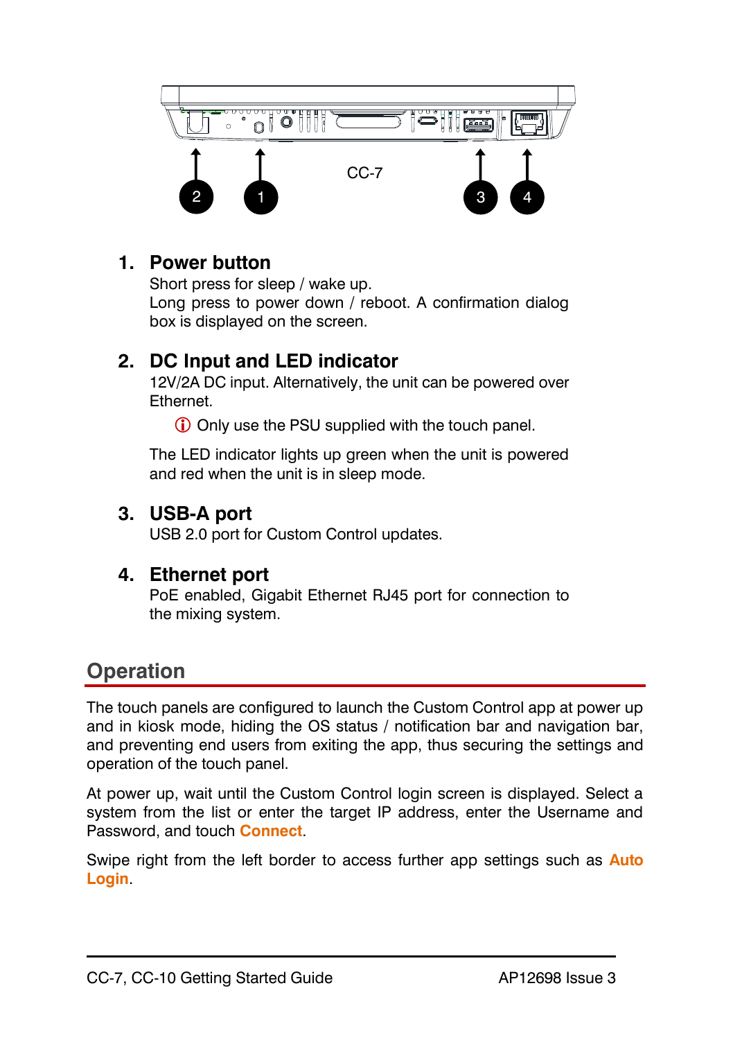CC-7

1. **Power button**
   Short press for sleep / wake up.
   Long press to power down / reboot. A confirmation dialog box is displayed on the screen.

2. **DC Input and LED indicator**
   12V/2A DC input. Alternatively, the unit can be powered over Ethernet.

   ⓘ Only use the PSU supplied with the touch panel.

   The LED indicator lights up green when the unit is powered and red when the unit is in sleep mode.

3. **USB-A port**
   USB 2.0 port for Custom Control updates.

4. **Ethernet port**
   PoE enabled, Gigabit Ethernet RJ45 port for connection to the mixing system.

## Operation

The touch panels are configured to launch the Custom Control app at power up and in kiosk mode, hiding the OS status / notification bar and navigation bar, and preventing end users from exiting the app, thus securing the settings and operation of the touch panel.

At power up, wait until the Custom Control login screen is displayed. Select a system from the list or enter the target IP address, enter the Username and Password, and touch **Connect**.

Swipe right from the left border to access further app settings such as **Auto Login**.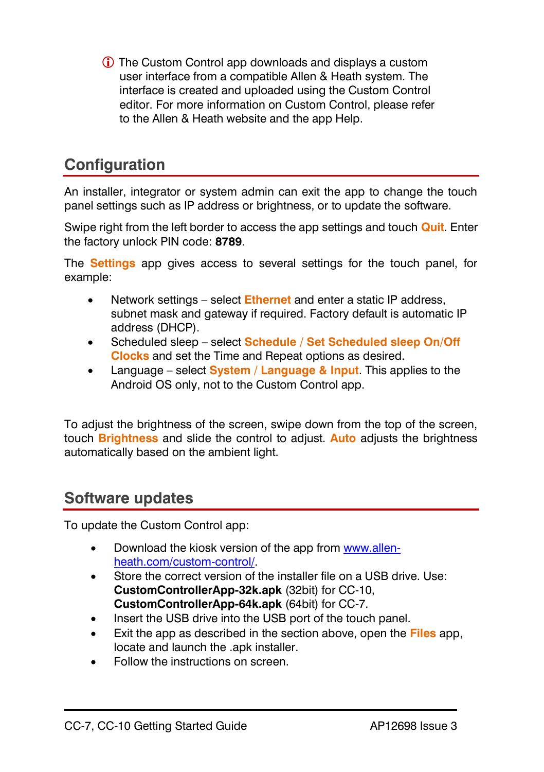ⓘ The Custom Control app downloads and displays a custom user interface from a compatible Allen & Heath system. The interface is created and uploaded using the Custom Control editor. For more information on Custom Control, please refer to the Allen & Heath website and the app Help.

## Configuration

An installer, integrator or system admin can exit the app to change the touch panel settings such as IP address or brightness, or to update the software.

Swipe right from the left border to access the app settings and touch **Quit**. Enter the factory unlock PIN code: **8789**.

The **Settings** app gives access to several settings for the touch panel, for example:

- Network settings – select **Ethernet** and enter a static IP address, subnet mask and gateway if required. Factory default is automatic IP address (DHCP).
- Scheduled sleep – select **Schedule / Set Scheduled sleep On/Off Clocks** and set the Time and Repeat options as desired.
- Language – select **System / Language & Input**. This applies to the Android OS only, not to the Custom Control app.

To adjust the brightness of the screen, swipe down from the top of the screen, touch **Brightness** and slide the control to adjust. **Auto** adjusts the brightness automatically based on the ambient light.

## Software updates

To update the Custom Control app:

- Download the kiosk version of the app from [www.allen-heath.com/custom-control/](http://www.allen-heath.com/custom-control/).
- Store the correct version of the installer file on a USB drive. Use: **CustomControllerApp-32k.apk** (32bit) for CC-10, **CustomControllerApp-64k.apk** (64bit) for CC-7.
- Insert the USB drive into the USB port of the touch panel.
- Exit the app as described in the section above, open the **Files** app, locate and launch the .apk installer.
- Follow the instructions on screen.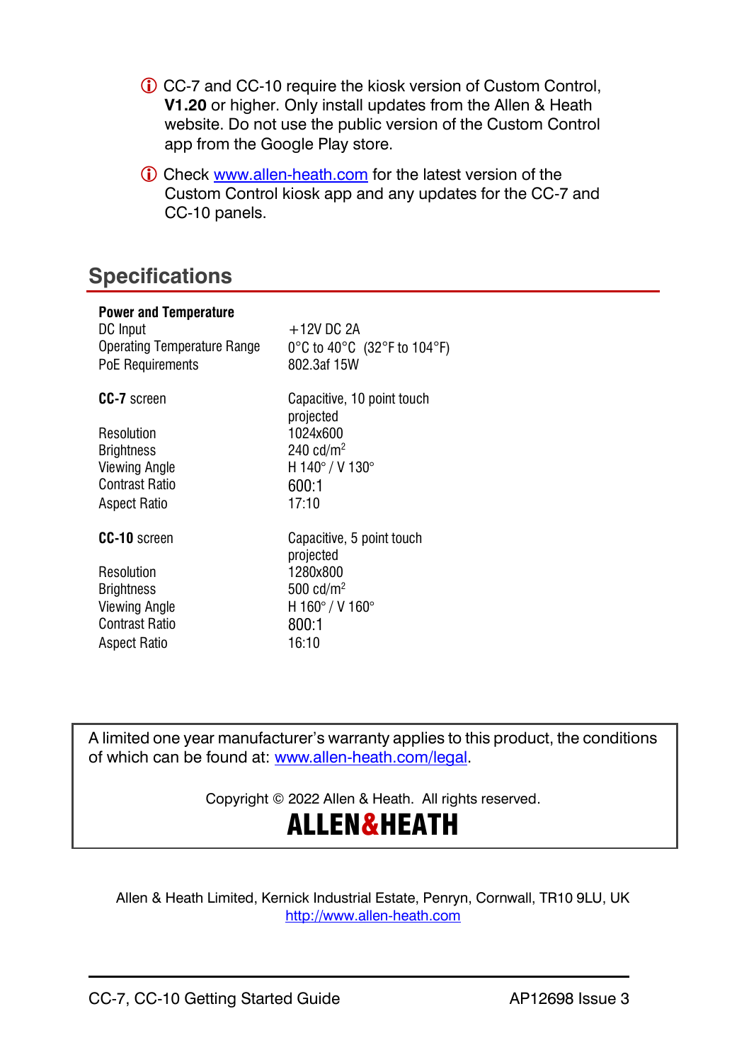ⓘ CC-7 and CC-10 require the kiosk version of Custom Control, **V1.20** or higher. Only install updates from the Allen & Heath website. Do not use the public version of the Custom Control app from the Google Play store.

ⓘ Check [www.allen-heath.com](http://www.allen-heath.com) for the latest version of the Custom Control kiosk app and any updates for the CC-7 and CC-10 panels.

## Specifications

| | |
|---|---|
| **Power and Temperature** | |
| DC Input | +12V DC 2A |
| Operating Temperature Range | 0°C to 40°C (32°F to 104°F) |
| PoE Requirements | 802.3af 15W |
| | |
| **CC-7** screen | Capacitive, 10 point touch projected |
| Resolution | 1024x600 |
| Brightness | 240 cd/m² |
| Viewing Angle | H 140° / V 130° |
| Contrast Ratio | 600:1 |
| Aspect Ratio | 17:10 |
| | |
| **CC-10** screen | Capacitive, 5 point touch projected |
| Resolution | 1280x800 |
| Brightness | 500 cd/m² |
| Viewing Angle | H 160° / V 160° |
| Contrast Ratio | 800:1 |
| Aspect Ratio | 16:10 |

A limited one year manufacturer's warranty applies to this product, the conditions of which can be found at: [www.allen-heath.com/legal](http://www.allen-heath.com/legal).

Copyright © 2022 Allen & Heath. All rights reserved.

**ALLEN&HEATH**

Allen & Heath Limited, Kernick Industrial Estate, Penryn, Cornwall, TR10 9LU, UK
[http://www.allen-heath.com](http://www.allen-heath.com)

CC-7, CC-10 Getting Started Guide AP12698 Issue 3